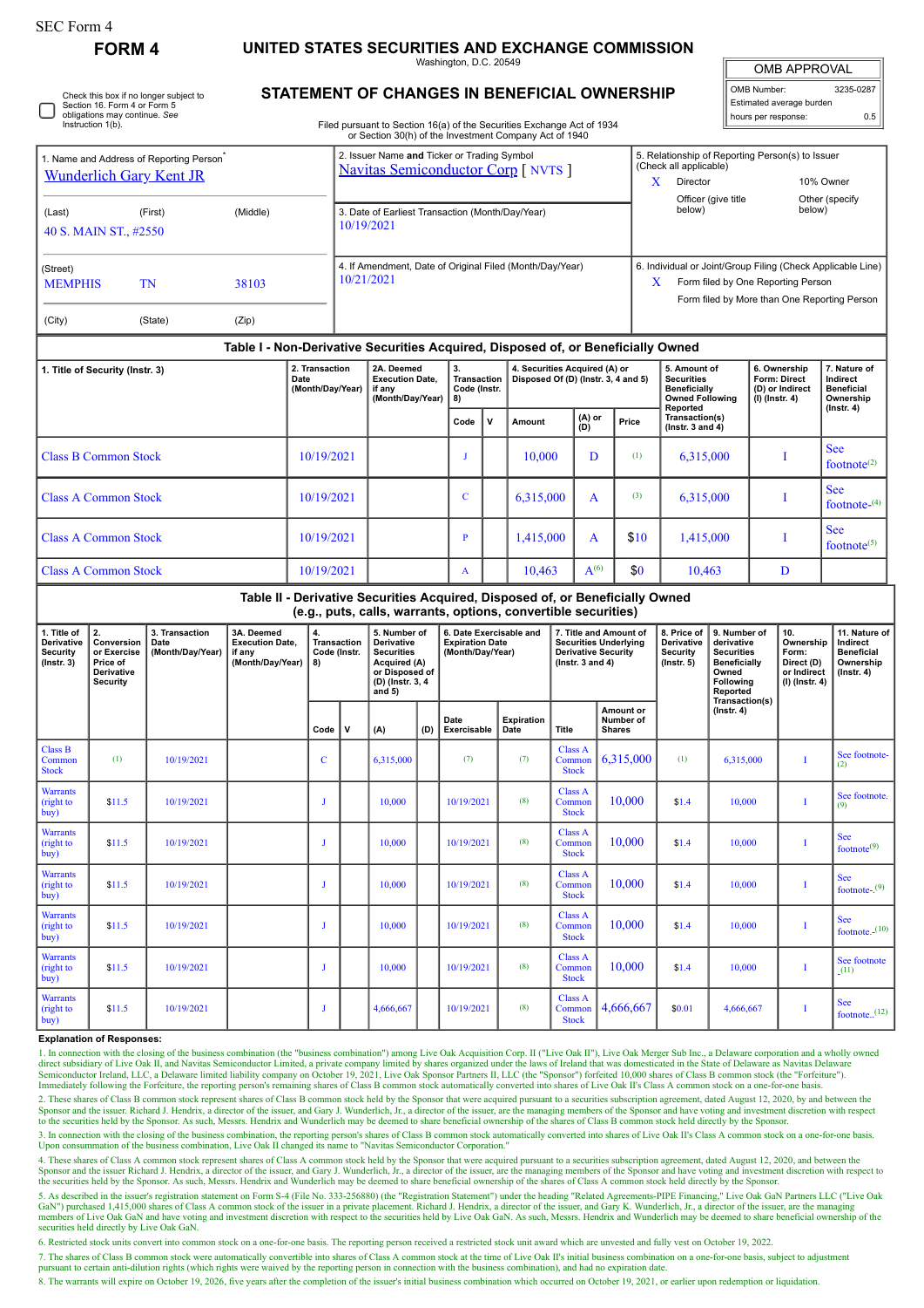SEC Form 4

# FORM 4

## UNITED STATES SECURITIES AND EXCHANGE COMMISSION

Washington, D.C. 20549

## STATEMENT OF CHANGES IN BENEFICIAL OWNERSHIP

Filed pursuant to Section 16(a) of the Securities Exchange Act of 1934 or Section 30(h) of the Investment Company Act of 1940

| OMB APPROVAL | |
|---|---|
| OMB Number: | 3235-0287 |
| Estimated average burden | |
| hours per response: | 0.5 |

☐ Check this box if no longer subject to Section 16. Form 4 or Form 5 obligations may continue. *See* Instruction 1(b).

1. Name and Address of Reporting Person*
Wunderlich Gary Kent JR

(Last) (First) (Middle)
40 S. MAIN ST., #2550

(Street)
MEMPHIS TN 38103

(City) (State) (Zip)

2. Issuer Name **and** Ticker or Trading Symbol
Navitas Semiconductor Corp [ NVTS ]

3. Date of Earliest Transaction (Month/Day/Year)
10/19/2021

4. If Amendment, Date of Original Filed (Month/Day/Year)
10/21/2021

5. Relationship of Reporting Person(s) to Issuer (Check all applicable)
X Director
10% Owner
Officer (give title below)
Other (specify below)

6. Individual or Joint/Group Filing (Check Applicable Line)
X Form filed by One Reporting Person
Form filed by More than One Reporting Person

### Table I - Non-Derivative Securities Acquired, Disposed of, or Beneficially Owned

| 1. Title of Security (Instr. 3) | 2. Transaction Date (Month/Day/Year) | 2A. Deemed Execution Date, if any (Month/Day/Year) | 3. Transaction Code (Instr. 8) | | 4. Securities Acquired (A) or Disposed Of (D) (Instr. 3, 4 and 5) | | | 5. Amount of Securities Beneficially Owned Following Reported Transaction(s) (Instr. 3 and 4) | 6. Ownership Form: Direct (D) or Indirect (I) (Instr. 4) | 7. Nature of Indirect Beneficial Ownership (Instr. 4) |
|---|---|---|---|---|---|---|---|---|---|---|
| | | | Code | V | Amount | (A) or (D) | Price | | | |
| Class B Common Stock | 10/19/2021 | | J | | 10,000 | D | (1) | 6,315,000 | I | See footnote[2] |
| Class A Common Stock | 10/19/2021 | | C | | 6,315,000 | A | (3) | 6,315,000 | I | See footnote[4] |
| Class A Common Stock | 10/19/2021 | | P | | 1,415,000 | A | $10 | 1,415,000 | I | See footnote[5] |
| Class A Common Stock | 10/19/2021 | | A | | 10,463 | A[6] | $0 | 10,463 | D | |

### Table II - Derivative Securities Acquired, Disposed of, or Beneficially Owned (e.g., puts, calls, warrants, options, convertible securities)

| 1. Title of Derivative Security (Instr. 3) | 2. Conversion or Exercise Price of Derivative Security | 3. Transaction Date (Month/Day/Year) | 3A. Deemed Execution Date, if any (Month/Day/Year) | 4. Transaction Code (Instr. 8) | | 5. Number of Derivative Securities Acquired (A) or Disposed of (D) (Instr. 3, 4 and 5) | | 6. Date Exercisable and Expiration Date (Month/Day/Year) | | 7. Title and Amount of Securities Underlying Derivative Security (Instr. 3 and 4) | | 8. Price of Derivative Security (Instr. 5) | 9. Number of derivative Securities Beneficially Owned Following Reported Transaction(s) (Instr. 4) | 10. Ownership Form: Direct (D) or Indirect (I) (Instr. 4) | 11. Nature of Indirect Beneficial Ownership (Instr. 4) |
|---|---|---|---|---|---|---|---|---|---|---|---|---|---|---|---|
| | | | | Code | V | (A) | (D) | Date Exercisable | Expiration Date | Title | Amount or Number of Shares | | | | |
| Class B Common Stock | (1) | 10/19/2021 | | C | | 6,315,000 | | (7) | (7) | Class A Common Stock | 6,315,000 | (1) | 6,315,000 | I | See footnote[2] |
| Warrants (right to buy) | $11.5 | 10/19/2021 | | J | | 10,000 | | 10/19/2021 | (8) | Class A Common Stock | 10,000 | $1.4 | 10,000 | I | See footnote[9] |
| Warrants (right to buy) | $11.5 | 10/19/2021 | | J | | 10,000 | | 10/19/2021 | (8) | Class A Common Stock | 10,000 | $1.4 | 10,000 | I | See footnote[9] |
| Warrants (right to buy) | $11.5 | 10/19/2021 | | J | | 10,000 | | 10/19/2021 | (8) | Class A Common Stock | 10,000 | $1.4 | 10,000 | I | See footnote[9] |
| Warrants (right to buy) | $11.5 | 10/19/2021 | | J | | 10,000 | | 10/19/2021 | (8) | Class A Common Stock | 10,000 | $1.4 | 10,000 | I | See footnote[10] |
| Warrants (right to buy) | $11.5 | 10/19/2021 | | J | | 10,000 | | 10/19/2021 | (8) | Class A Common Stock | 10,000 | $1.4 | 10,000 | I | See footnote[11] |
| Warrants (right to buy) | $11.5 | 10/19/2021 | | J | | 4,666,667 | | 10/19/2021 | (8) | Class A Common Stock | 4,666,667 | $0.01 | 4,666,667 | I | See footnote[12] |

**Explanation of Responses:**

1. In connection with the closing of the business combination (the "business combination") among Live Oak Acquisition Corp. II ("Live Oak II"), Live Oak Merger Sub Inc., a Delaware corporation and a wholly owned direct subsidiary of Live Oak II, and Navitas Semiconductor Limited, a private company limited by shares organized under the laws of Ireland that was domesticated in the State of Delaware as Navitas Delaware Semiconductor Ireland, LLC, a Delaware limited liability company on October 19, 2021, Live Oak Sponsor Partners II, LLC (the "Sponsor") forfeited 10,000 shares of Class B common stock (the "Forfeiture"). Immediately following the Forfeiture, the reporting person's remaining shares of Class B common stock automatically converted into shares of Live Oak II's Class A common stock on a one-for-one basis.

2. These shares of Class B common stock represent shares of Class B common stock held by the Sponsor that were acquired pursuant to a securities subscription agreement, dated August 12, 2020, by and between the Sponsor and the issuer. Richard J. Hendrix, a director of the issuer, and Gary J. Wunderlich, Jr., a director of the issuer, are the managing members of the Sponsor and have voting and investment discretion with respect to the securities held by the Sponsor. As such, Messrs. Hendrix and Wunderlich may be deemed to share beneficial ownership of the shares of Class B common stock held directly by the Sponsor.

3. In connection with the closing of the business combination, the reporting person's shares of Class B common stock automatically converted into shares of Live Oak II's Class A common stock on a one-for-one basis. Upon consummation of the business combination, Live Oak II changed its name to "Navitas Semiconductor Corporation."

4. These shares of Class A common stock represent shares of Class A common stock held by the Sponsor that were acquired pursuant to a securities subscription agreement, dated August 12, 2020, and between the Sponsor and the issuer Richard J. Hendrix, a director of the issuer, and Gary J. Wunderlich, Jr., a director of the issuer, are the managing members of the Sponsor and have voting and investment discretion with respect to the securities held by the Sponsor. As such, Messrs. Hendrix and Wunderlich may be deemed to share beneficial ownership of the shares of Class A common stock held directly by the Sponsor.

5. As described in the issuer's registration statement on Form S-4 (File No. 333-256880) (the "Registration Statement") under the heading "Related Agreements-PIPE Financing," Live Oak GaN Partners LLC ("Live Oak GaN") purchased 1,415,000 shares of Class A common stock of the issuer in a private placement. Richard J. Hendrix, a director of the issuer, and Gary K. Wunderlich, Jr., a director of the issuer, are the managing members of Live Oak GaN and have voting and investment discretion with respect to the securities held by Live Oak GaN. As such, Messrs. Hendrix and Wunderlich may be deemed to share beneficial ownership of the securities held directly by Live Oak GaN.

6. Restricted stock units convert into common stock on a one-for-one basis. The reporting person received a restricted stock unit award which are unvested and fully vest on October 19, 2022.

7. The shares of Class B common stock were automatically convertible into shares of Class A common stock at the time of Live Oak II's initial business combination on a one-for-one basis, subject to adjustment pursuant to certain anti-dilution rights (which rights were waived by the reporting person in connection with the business combination), and had no expiration date.

8. The warrants will expire on October 19, 2026, five years after the completion of the issuer's initial business combination which occurred on October 19, 2021, or earlier upon redemption or liquidation.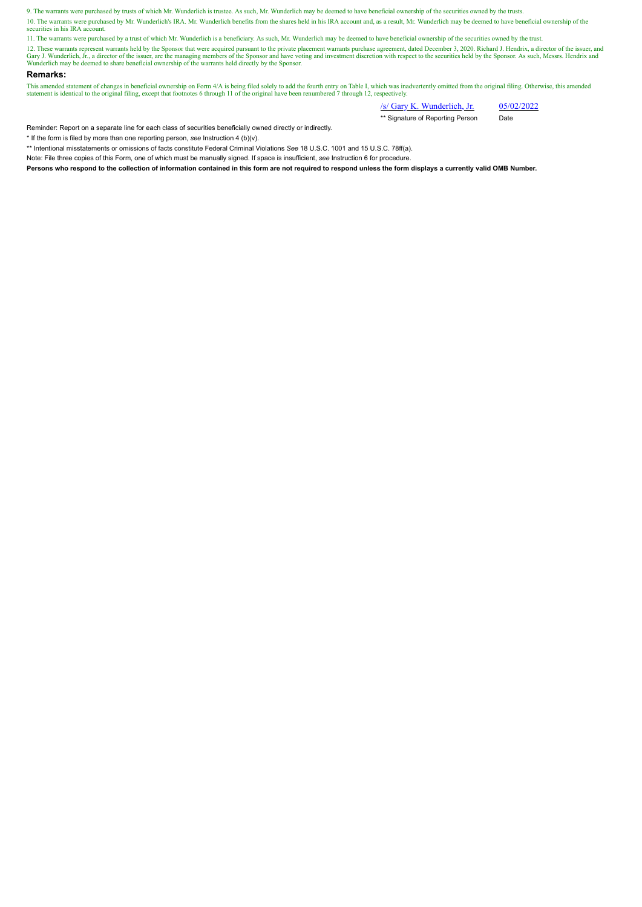9. The warrants were purchased by trusts of which Mr. Wunderlich is trustee. As such, Mr. Wunderlich may be deemed to have beneficial ownership of the securities owned by the trusts.

10. The warrants were purchased by Mr. Wunderlich's IRA. Mr. Wunderlich benefits from the shares held in his IRA account and, as a result, Mr. Wunderlich may be deemed to have beneficial ownership of the securities in his IRA account.

11. The warrants were purchased by a trust of which Mr. Wunderlich is a beneficiary. As such, Mr. Wunderlich may be deemed to have beneficial ownership of the securities owned by the trust.

12. These warrants represent warrants held by the Sponsor that were acquired pursuant to the private placement warrants purchase agreement, dated December 3, 2020. Richard J. Hendrix, a director of the issuer, and Gary J. Wunderlich, Jr., a director of the issuer, are the managing members of the Sponsor and have voting and investment discretion with respect to the securities held by the Sponsor. As such, Messrs. Hendrix and Wunderlich may be deemed to share beneficial ownership of the warrants held directly by the Sponsor.

## Remarks:

This amended statement of changes in beneficial ownership on Form 4/A is being filed solely to add the fourth entry on Table I, which was inadvertently omitted from the original filing. Otherwise, this amended statement is identical to the original filing, except that footnotes 6 through 11 of the original have been renumbered 7 through 12, respectively.

| | |
|---|---|
| /s/ Gary K. Wunderlich, Jr. | 05/02/2022 |
| ** Signature of Reporting Person | Date |

Reminder: Report on a separate line for each class of securities beneficially owned directly or indirectly.

* If the form is filed by more than one reporting person, *see* Instruction 4 (b)(v).

** Intentional misstatements or omissions of facts constitute Federal Criminal Violations *See* 18 U.S.C. 1001 and 15 U.S.C. 78ff(a).

Note: File three copies of this Form, one of which must be manually signed. If space is insufficient, *see* Instruction 6 for procedure.

**Persons who respond to the collection of information contained in this form are not required to respond unless the form displays a currently valid OMB Number.**